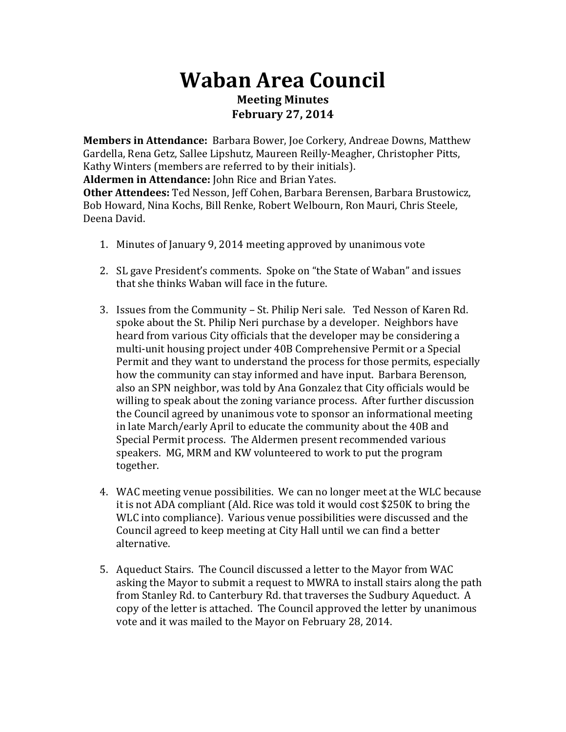# Waban Area Council

**Meeting Minutes**
**February 27, 2014**

**Members in Attendance:** Barbara Bower, Joe Corkery, Andreae Downs, Matthew Gardella, Rena Getz, Sallee Lipshutz, Maureen Reilly-Meagher, Christopher Pitts, Kathy Winters (members are referred to by their initials).
**Aldermen in Attendance:** John Rice and Brian Yates.
**Other Attendees:** Ted Nesson, Jeff Cohen, Barbara Berensen, Barbara Brustowicz, Bob Howard, Nina Kochs, Bill Renke, Robert Welbourn, Ron Mauri, Chris Steele, Deena David.

1. Minutes of January 9, 2014 meeting approved by unanimous vote

2. SL gave President's comments. Spoke on "the State of Waban" and issues that she thinks Waban will face in the future.

3. Issues from the Community – St. Philip Neri sale. Ted Nesson of Karen Rd. spoke about the St. Philip Neri purchase by a developer. Neighbors have heard from various City officials that the developer may be considering a multi-unit housing project under 40B Comprehensive Permit or a Special Permit and they want to understand the process for those permits, especially how the community can stay informed and have input. Barbara Berenson, also an SPN neighbor, was told by Ana Gonzalez that City officials would be willing to speak about the zoning variance process. After further discussion the Council agreed by unanimous vote to sponsor an informational meeting in late March/early April to educate the community about the 40B and Special Permit process. The Aldermen present recommended various speakers. MG, MRM and KW volunteered to work to put the program together.

4. WAC meeting venue possibilities. We can no longer meet at the WLC because it is not ADA compliant (Ald. Rice was told it would cost $250K to bring the WLC into compliance). Various venue possibilities were discussed and the Council agreed to keep meeting at City Hall until we can find a better alternative.

5. Aqueduct Stairs. The Council discussed a letter to the Mayor from WAC asking the Mayor to submit a request to MWRA to install stairs along the path from Stanley Rd. to Canterbury Rd. that traverses the Sudbury Aqueduct. A copy of the letter is attached. The Council approved the letter by unanimous vote and it was mailed to the Mayor on February 28, 2014.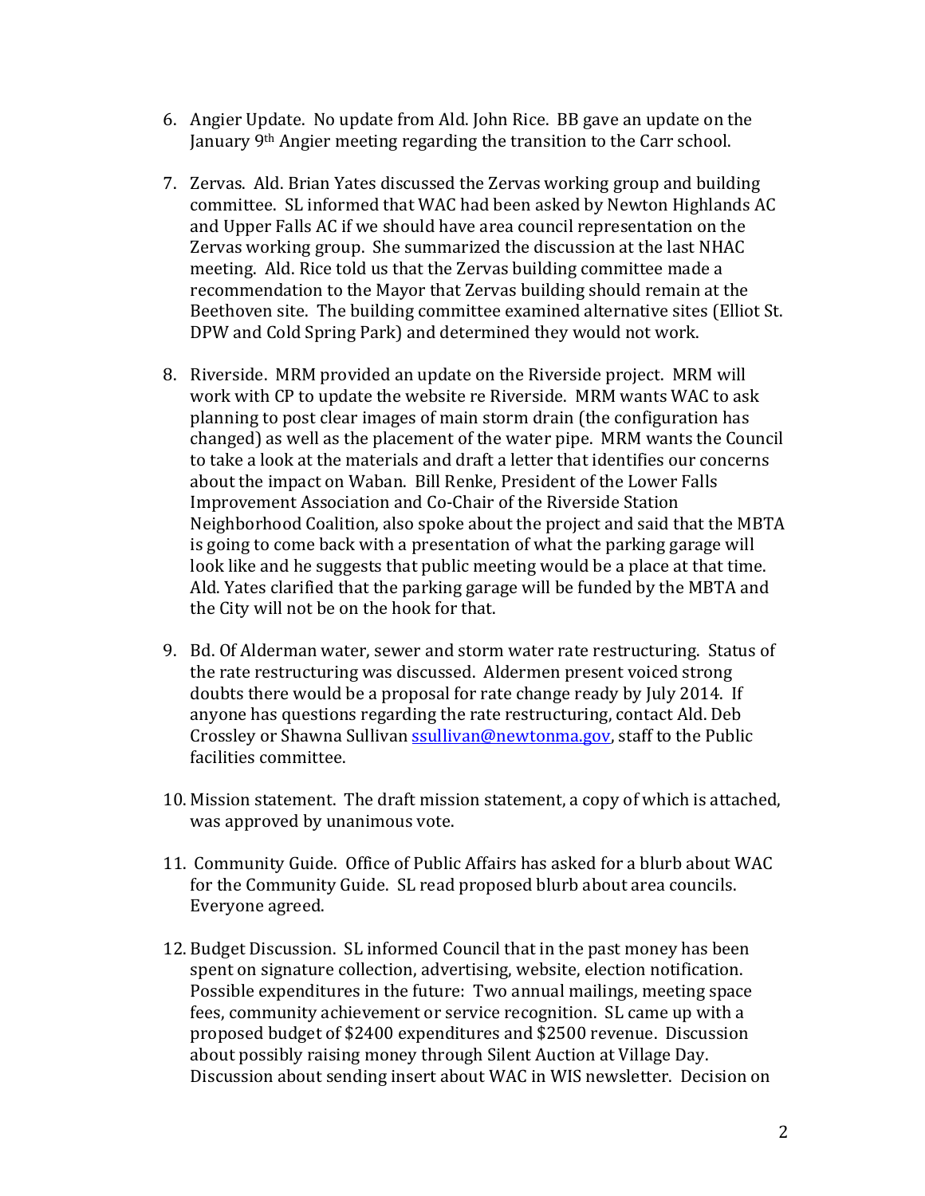6. Angier Update. No update from Ald. John Rice. BB gave an update on the January 9th Angier meeting regarding the transition to the Carr school.

7. Zervas. Ald. Brian Yates discussed the Zervas working group and building committee. SL informed that WAC had been asked by Newton Highlands AC and Upper Falls AC if we should have area council representation on the Zervas working group. She summarized the discussion at the last NHAC meeting. Ald. Rice told us that the Zervas building committee made a recommendation to the Mayor that Zervas building should remain at the Beethoven site. The building committee examined alternative sites (Elliot St. DPW and Cold Spring Park) and determined they would not work.

8. Riverside. MRM provided an update on the Riverside project. MRM will work with CP to update the website re Riverside. MRM wants WAC to ask planning to post clear images of main storm drain (the configuration has changed) as well as the placement of the water pipe. MRM wants the Council to take a look at the materials and draft a letter that identifies our concerns about the impact on Waban. Bill Renke, President of the Lower Falls Improvement Association and Co-Chair of the Riverside Station Neighborhood Coalition, also spoke about the project and said that the MBTA is going to come back with a presentation of what the parking garage will look like and he suggests that public meeting would be a place at that time. Ald. Yates clarified that the parking garage will be funded by the MBTA and the City will not be on the hook for that.

9. Bd. Of Alderman water, sewer and storm water rate restructuring. Status of the rate restructuring was discussed. Aldermen present voiced strong doubts there would be a proposal for rate change ready by July 2014. If anyone has questions regarding the rate restructuring, contact Ald. Deb Crossley or Shawna Sullivan ssullivan@newtonma.gov, staff to the Public facilities committee.

10. Mission statement. The draft mission statement, a copy of which is attached, was approved by unanimous vote.

11. Community Guide. Office of Public Affairs has asked for a blurb about WAC for the Community Guide. SL read proposed blurb about area councils. Everyone agreed.

12. Budget Discussion. SL informed Council that in the past money has been spent on signature collection, advertising, website, election notification. Possible expenditures in the future: Two annual mailings, meeting space fees, community achievement or service recognition. SL came up with a proposed budget of $2400 expenditures and $2500 revenue. Discussion about possibly raising money through Silent Auction at Village Day. Discussion about sending insert about WAC in WIS newsletter. Decision on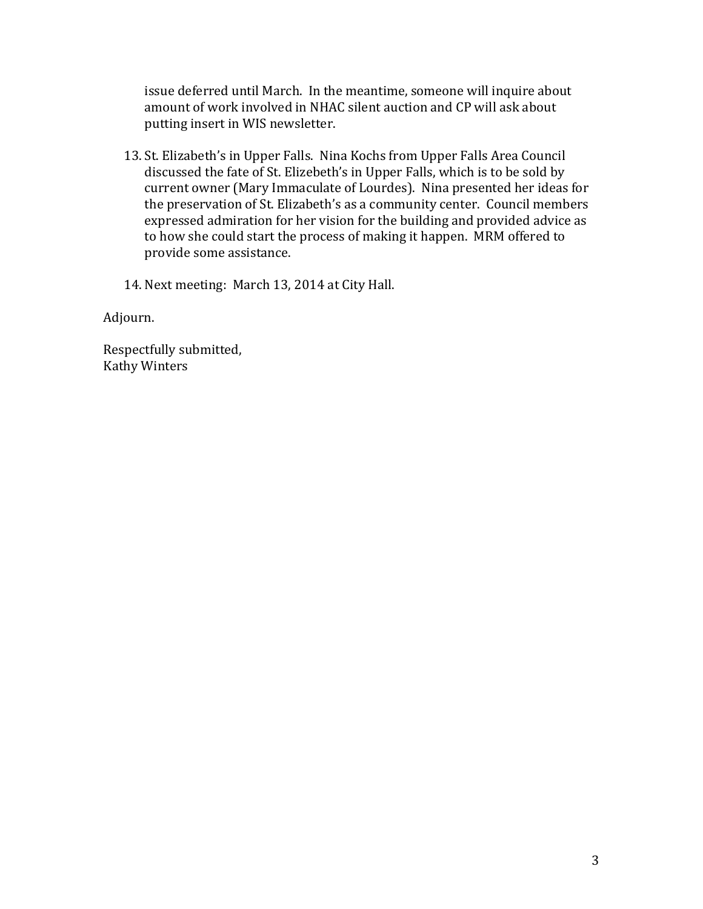issue deferred until March. In the meantime, someone will inquire about amount of work involved in NHAC silent auction and CP will ask about putting insert in WIS newsletter.

13. St. Elizabeth's in Upper Falls. Nina Kochs from Upper Falls Area Council discussed the fate of St. Elizebeth's in Upper Falls, which is to be sold by current owner (Mary Immaculate of Lourdes). Nina presented her ideas for the preservation of St. Elizabeth's as a community center. Council members expressed admiration for her vision for the building and provided advice as to how she could start the process of making it happen. MRM offered to provide some assistance.

14. Next meeting: March 13, 2014 at City Hall.

Adjourn.

Respectfully submitted,
Kathy Winters